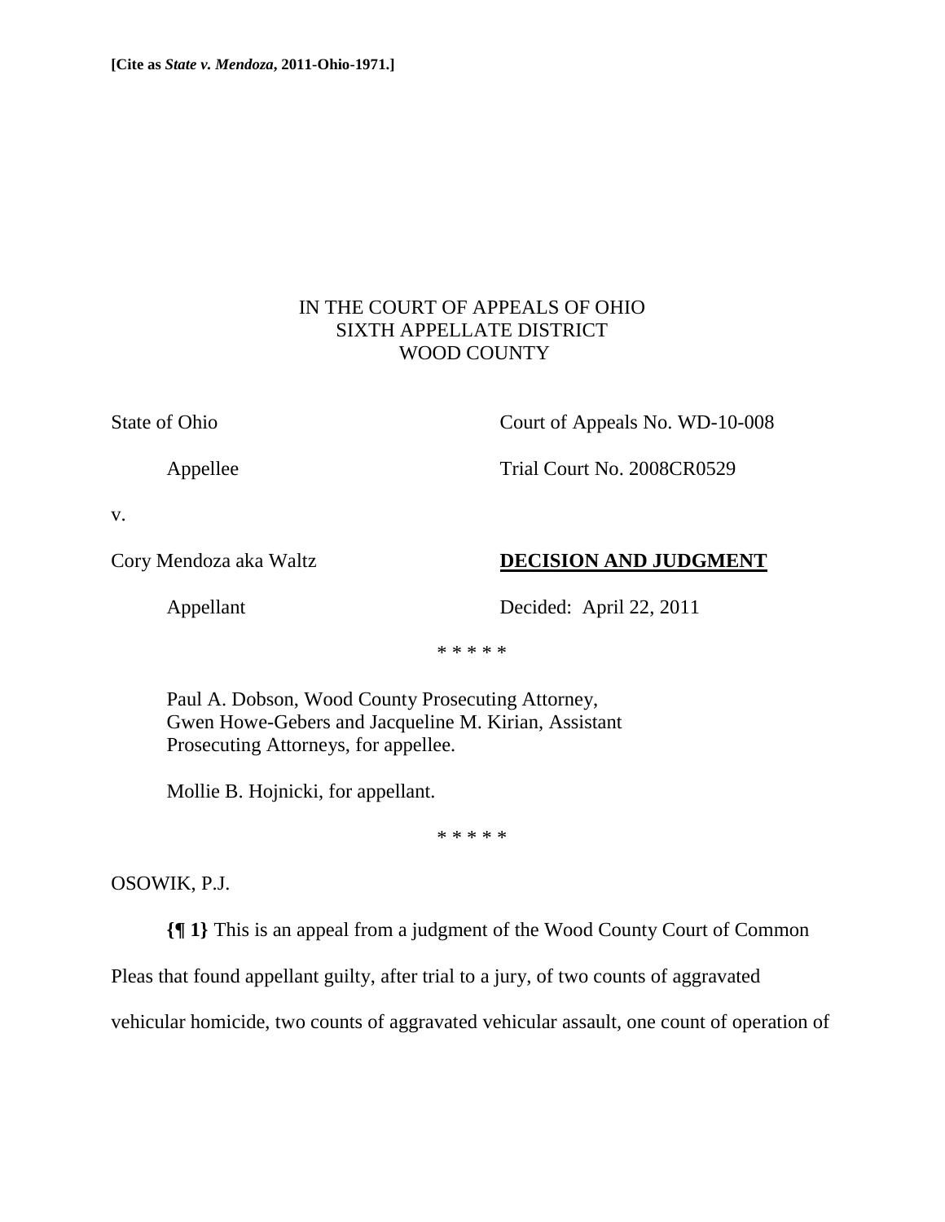**[Cite as *State v. Mendoza*, 2011-Ohio-1971.]**

IN THE COURT OF APPEALS OF OHIO
SIXTH APPELLATE DISTRICT
WOOD COUNTY

State of Ohio — Court of Appeals No. WD-10-008

Appellee — Trial Court No. 2008CR0529

v.

Cory Mendoza aka Waltz — **DECISION AND JUDGMENT**

Appellant — Decided: April 22, 2011

\* \* \* \* \*

Paul A. Dobson, Wood County Prosecuting Attorney, Gwen Howe-Gebers and Jacqueline M. Kirian, Assistant Prosecuting Attorneys, for appellee.

Mollie B. Hojnicki, for appellant.

\* \* \* \* \*

OSOWIK, P.J.

**{¶ 1}** This is an appeal from a judgment of the Wood County Court of Common Pleas that found appellant guilty, after trial to a jury, of two counts of aggravated vehicular homicide, two counts of aggravated vehicular assault, one count of operation of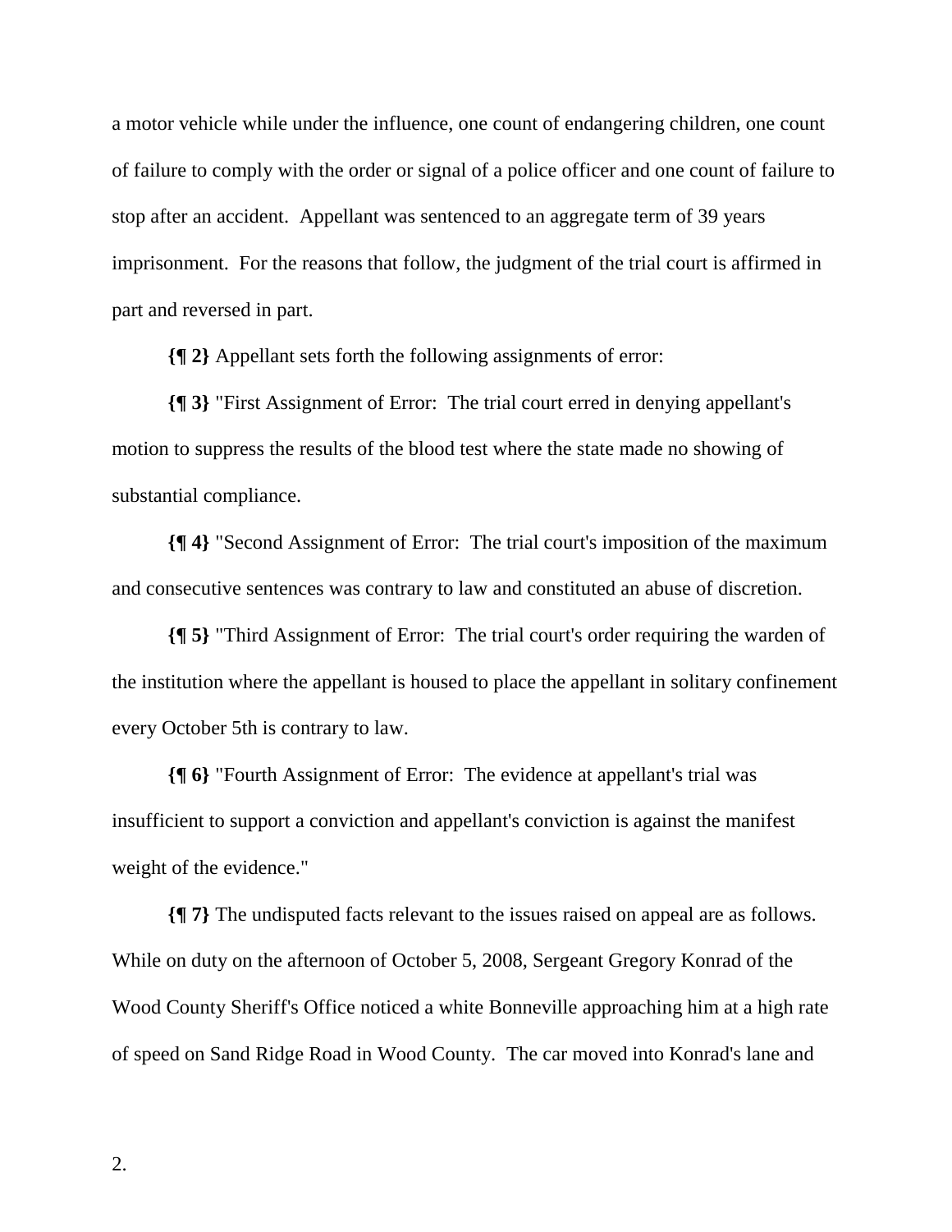a motor vehicle while under the influence, one count of endangering children, one count of failure to comply with the order or signal of a police officer and one count of failure to stop after an accident. Appellant was sentenced to an aggregate term of 39 years imprisonment. For the reasons that follow, the judgment of the trial court is affirmed in part and reversed in part.

**{¶ 2}** Appellant sets forth the following assignments of error:

**{¶ 3}** "First Assignment of Error: The trial court erred in denying appellant's motion to suppress the results of the blood test where the state made no showing of substantial compliance.

**{¶ 4}** "Second Assignment of Error: The trial court's imposition of the maximum and consecutive sentences was contrary to law and constituted an abuse of discretion.

**{¶ 5}** "Third Assignment of Error: The trial court's order requiring the warden of the institution where the appellant is housed to place the appellant in solitary confinement every October 5th is contrary to law.

**{¶ 6}** "Fourth Assignment of Error: The evidence at appellant's trial was insufficient to support a conviction and appellant's conviction is against the manifest weight of the evidence."

**{¶ 7}** The undisputed facts relevant to the issues raised on appeal are as follows. While on duty on the afternoon of October 5, 2008, Sergeant Gregory Konrad of the Wood County Sheriff's Office noticed a white Bonneville approaching him at a high rate of speed on Sand Ridge Road in Wood County. The car moved into Konrad's lane and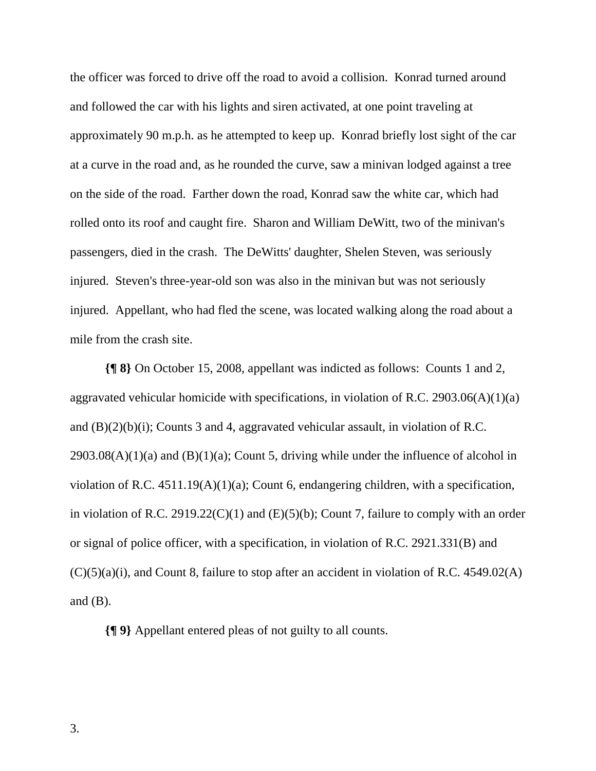the officer was forced to drive off the road to avoid a collision. Konrad turned around and followed the car with his lights and siren activated, at one point traveling at approximately 90 m.p.h. as he attempted to keep up. Konrad briefly lost sight of the car at a curve in the road and, as he rounded the curve, saw a minivan lodged against a tree on the side of the road. Farther down the road, Konrad saw the white car, which had rolled onto its roof and caught fire. Sharon and William DeWitt, two of the minivan's passengers, died in the crash. The DeWitts' daughter, Shelen Steven, was seriously injured. Steven's three-year-old son was also in the minivan but was not seriously injured. Appellant, who had fled the scene, was located walking along the road about a mile from the crash site.

**{¶ 8}** On October 15, 2008, appellant was indicted as follows: Counts 1 and 2, aggravated vehicular homicide with specifications, in violation of R.C. 2903.06(A)(1)(a) and (B)(2)(b)(i); Counts 3 and 4, aggravated vehicular assault, in violation of R.C. 2903.08(A)(1)(a) and (B)(1)(a); Count 5, driving while under the influence of alcohol in violation of R.C. 4511.19(A)(1)(a); Count 6, endangering children, with a specification, in violation of R.C. 2919.22(C)(1) and (E)(5)(b); Count 7, failure to comply with an order or signal of police officer, with a specification, in violation of R.C. 2921.331(B) and (C)(5)(a)(i), and Count 8, failure to stop after an accident in violation of R.C. 4549.02(A) and (B).

**{¶ 9}** Appellant entered pleas of not guilty to all counts.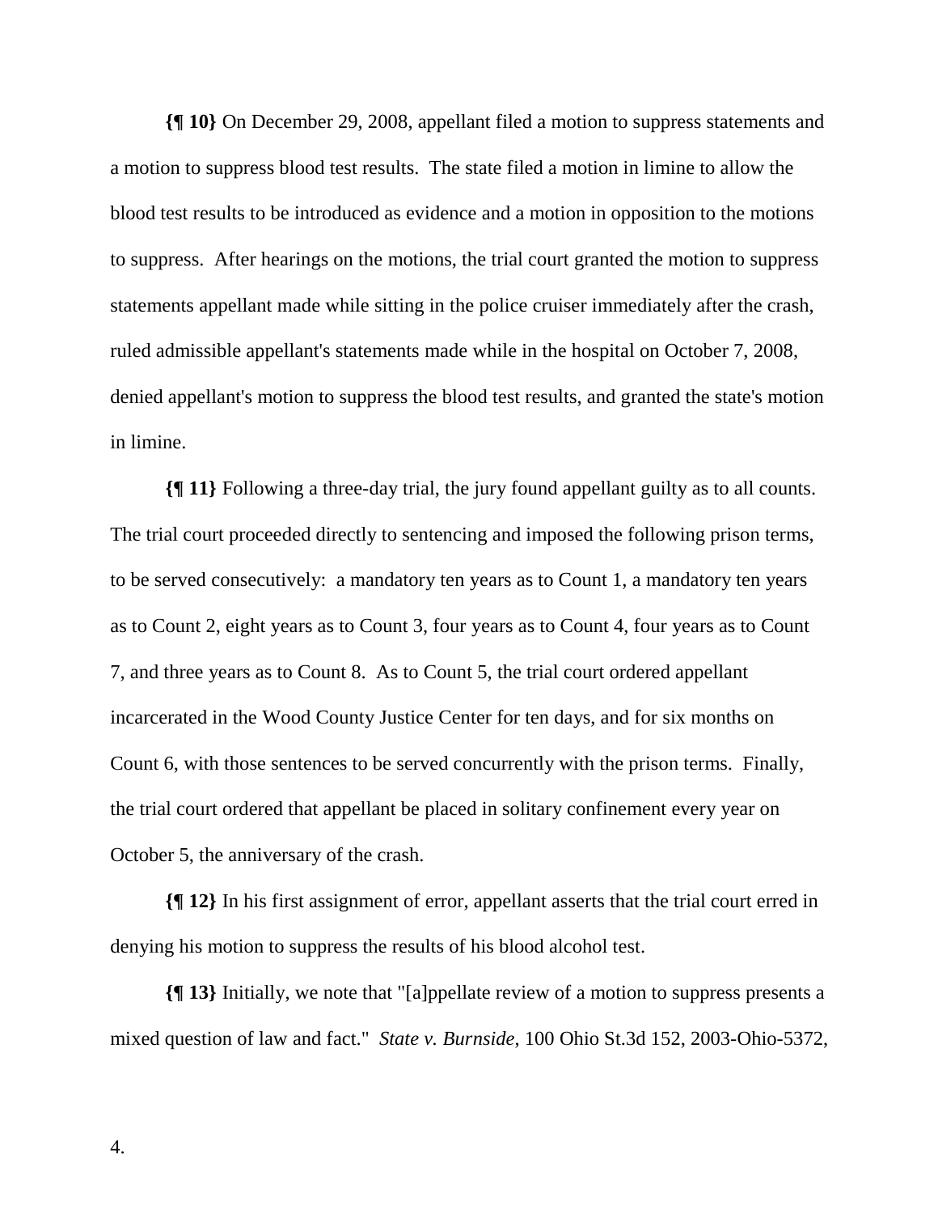**{¶ 10}** On December 29, 2008, appellant filed a motion to suppress statements and a motion to suppress blood test results. The state filed a motion in limine to allow the blood test results to be introduced as evidence and a motion in opposition to the motions to suppress. After hearings on the motions, the trial court granted the motion to suppress statements appellant made while sitting in the police cruiser immediately after the crash, ruled admissible appellant's statements made while in the hospital on October 7, 2008, denied appellant's motion to suppress the blood test results, and granted the state's motion in limine.

**{¶ 11}** Following a three-day trial, the jury found appellant guilty as to all counts. The trial court proceeded directly to sentencing and imposed the following prison terms, to be served consecutively: a mandatory ten years as to Count 1, a mandatory ten years as to Count 2, eight years as to Count 3, four years as to Count 4, four years as to Count 7, and three years as to Count 8. As to Count 5, the trial court ordered appellant incarcerated in the Wood County Justice Center for ten days, and for six months on Count 6, with those sentences to be served concurrently with the prison terms. Finally, the trial court ordered that appellant be placed in solitary confinement every year on October 5, the anniversary of the crash.

**{¶ 12}** In his first assignment of error, appellant asserts that the trial court erred in denying his motion to suppress the results of his blood alcohol test.

**{¶ 13}** Initially, we note that "[a]ppellate review of a motion to suppress presents a mixed question of law and fact." *State v. Burnside*, 100 Ohio St.3d 152, 2003-Ohio-5372,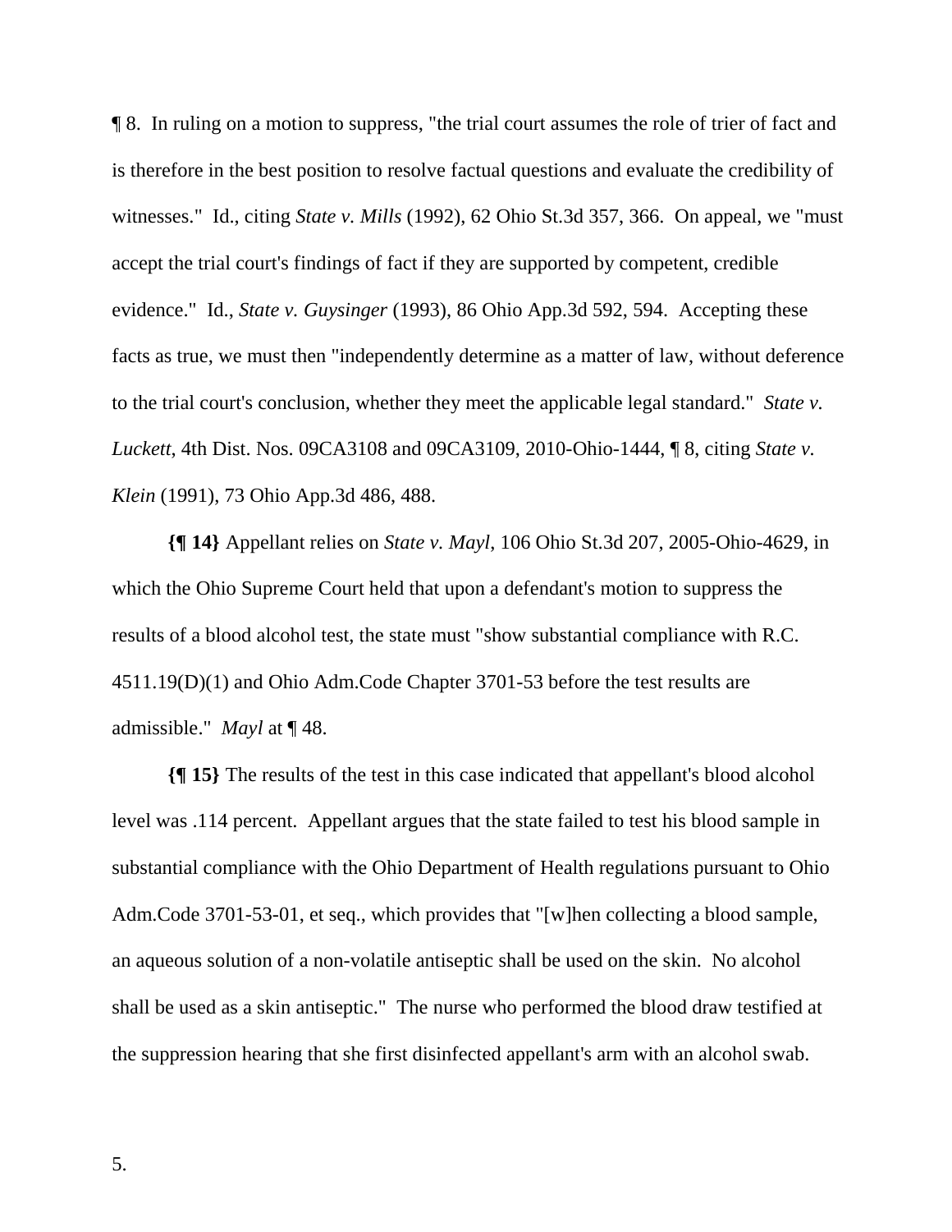¶ 8. In ruling on a motion to suppress, "the trial court assumes the role of trier of fact and is therefore in the best position to resolve factual questions and evaluate the credibility of witnesses." Id., citing *State v. Mills* (1992), 62 Ohio St.3d 357, 366. On appeal, we "must accept the trial court's findings of fact if they are supported by competent, credible evidence." Id., *State v. Guysinger* (1993), 86 Ohio App.3d 592, 594. Accepting these facts as true, we must then "independently determine as a matter of law, without deference to the trial court's conclusion, whether they meet the applicable legal standard." *State v. Luckett*, 4th Dist. Nos. 09CA3108 and 09CA3109, 2010-Ohio-1444, ¶ 8, citing *State v. Klein* (1991), 73 Ohio App.3d 486, 488.

**{¶ 14}** Appellant relies on *State v. Mayl*, 106 Ohio St.3d 207, 2005-Ohio-4629, in which the Ohio Supreme Court held that upon a defendant's motion to suppress the results of a blood alcohol test, the state must "show substantial compliance with R.C. 4511.19(D)(1) and Ohio Adm.Code Chapter 3701-53 before the test results are admissible." *Mayl* at ¶ 48.

**{¶ 15}** The results of the test in this case indicated that appellant's blood alcohol level was .114 percent. Appellant argues that the state failed to test his blood sample in substantial compliance with the Ohio Department of Health regulations pursuant to Ohio Adm.Code 3701-53-01, et seq., which provides that "[w]hen collecting a blood sample, an aqueous solution of a non-volatile antiseptic shall be used on the skin. No alcohol shall be used as a skin antiseptic." The nurse who performed the blood draw testified at the suppression hearing that she first disinfected appellant's arm with an alcohol swab.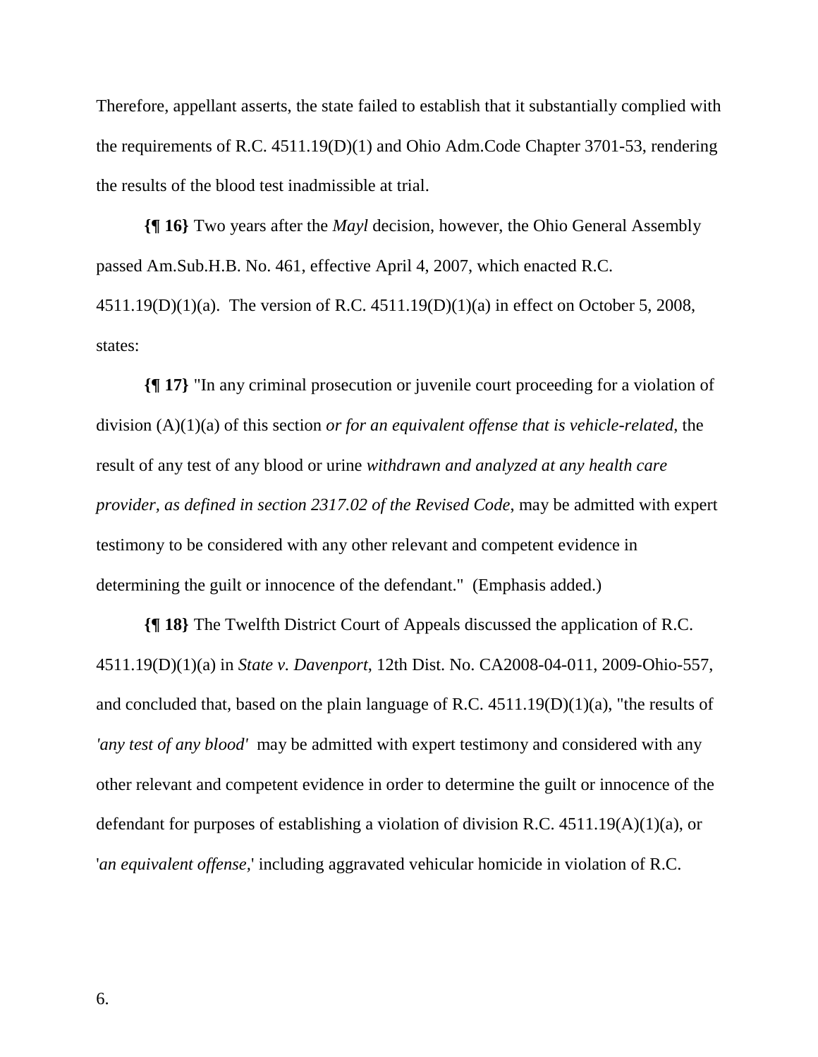Therefore, appellant asserts, the state failed to establish that it substantially complied with the requirements of R.C. 4511.19(D)(1) and Ohio Adm.Code Chapter 3701-53, rendering the results of the blood test inadmissible at trial.

**{¶ 16}** Two years after the *Mayl* decision, however, the Ohio General Assembly passed Am.Sub.H.B. No. 461, effective April 4, 2007, which enacted R.C. 4511.19(D)(1)(a). The version of R.C. 4511.19(D)(1)(a) in effect on October 5, 2008, states:

**{¶ 17}** "In any criminal prosecution or juvenile court proceeding for a violation of division (A)(1)(a) of this section *or for an equivalent offense that is vehicle-related*, the result of any test of any blood or urine *withdrawn and analyzed at any health care provider, as defined in section 2317.02 of the Revised Code*, may be admitted with expert testimony to be considered with any other relevant and competent evidence in determining the guilt or innocence of the defendant." (Emphasis added.)

**{¶ 18}** The Twelfth District Court of Appeals discussed the application of R.C. 4511.19(D)(1)(a) in *State v. Davenport*, 12th Dist. No. CA2008-04-011, 2009-Ohio-557, and concluded that, based on the plain language of R.C. 4511.19(D)(1)(a), "the results of *'any test of any blood'* may be admitted with expert testimony and considered with any other relevant and competent evidence in order to determine the guilt or innocence of the defendant for purposes of establishing a violation of division R.C. 4511.19(A)(1)(a), or '*an equivalent offense*,' including aggravated vehicular homicide in violation of R.C.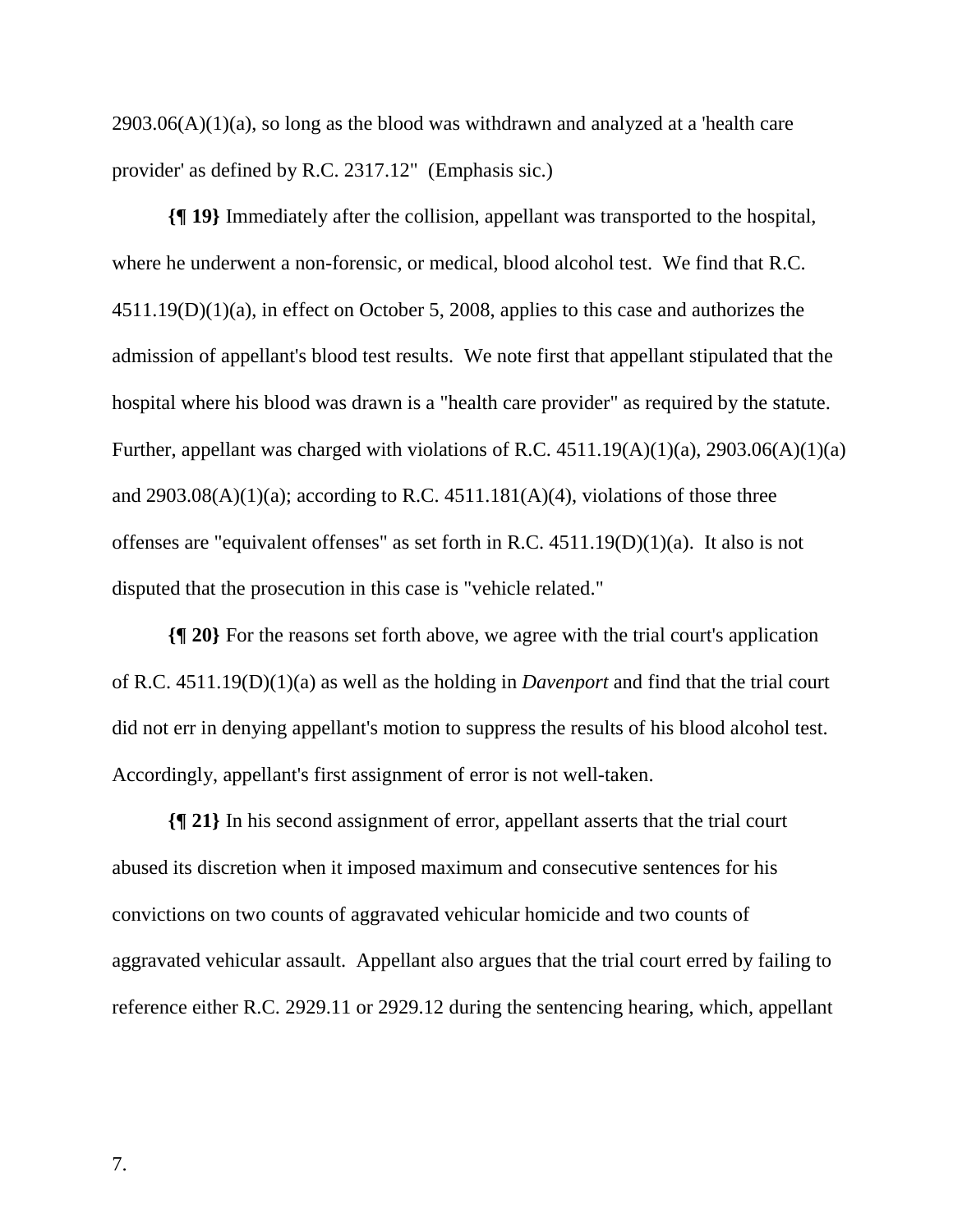2903.06(A)(1)(a), so long as the blood was withdrawn and analyzed at a 'health care provider' as defined by R.C. 2317.12" (Emphasis sic.)

**{¶ 19}** Immediately after the collision, appellant was transported to the hospital, where he underwent a non-forensic, or medical, blood alcohol test. We find that R.C. 4511.19(D)(1)(a), in effect on October 5, 2008, applies to this case and authorizes the admission of appellant's blood test results. We note first that appellant stipulated that the hospital where his blood was drawn is a "health care provider" as required by the statute. Further, appellant was charged with violations of R.C. 4511.19(A)(1)(a), 2903.06(A)(1)(a) and 2903.08(A)(1)(a); according to R.C. 4511.181(A)(4), violations of those three offenses are "equivalent offenses" as set forth in R.C. 4511.19(D)(1)(a). It also is not disputed that the prosecution in this case is "vehicle related."

**{¶ 20}** For the reasons set forth above, we agree with the trial court's application of R.C. 4511.19(D)(1)(a) as well as the holding in *Davenport* and find that the trial court did not err in denying appellant's motion to suppress the results of his blood alcohol test. Accordingly, appellant's first assignment of error is not well-taken.

**{¶ 21}** In his second assignment of error, appellant asserts that the trial court abused its discretion when it imposed maximum and consecutive sentences for his convictions on two counts of aggravated vehicular homicide and two counts of aggravated vehicular assault. Appellant also argues that the trial court erred by failing to reference either R.C. 2929.11 or 2929.12 during the sentencing hearing, which, appellant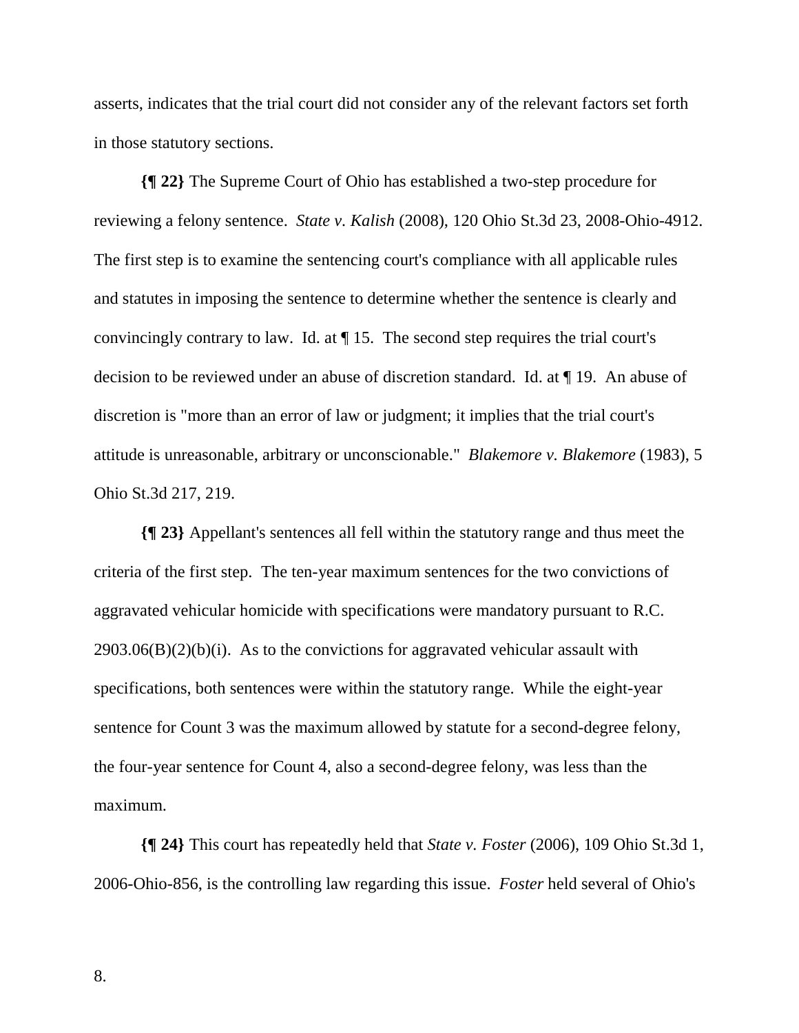asserts, indicates that the trial court did not consider any of the relevant factors set forth in those statutory sections.

**{¶ 22}** The Supreme Court of Ohio has established a two-step procedure for reviewing a felony sentence. *State v. Kalish* (2008), 120 Ohio St.3d 23, 2008-Ohio-4912. The first step is to examine the sentencing court's compliance with all applicable rules and statutes in imposing the sentence to determine whether the sentence is clearly and convincingly contrary to law. Id. at ¶ 15. The second step requires the trial court's decision to be reviewed under an abuse of discretion standard. Id. at ¶ 19. An abuse of discretion is "more than an error of law or judgment; it implies that the trial court's attitude is unreasonable, arbitrary or unconscionable." *Blakemore v. Blakemore* (1983), 5 Ohio St.3d 217, 219.

**{¶ 23}** Appellant's sentences all fell within the statutory range and thus meet the criteria of the first step. The ten-year maximum sentences for the two convictions of aggravated vehicular homicide with specifications were mandatory pursuant to R.C. 2903.06(B)(2)(b)(i). As to the convictions for aggravated vehicular assault with specifications, both sentences were within the statutory range. While the eight-year sentence for Count 3 was the maximum allowed by statute for a second-degree felony, the four-year sentence for Count 4, also a second-degree felony, was less than the maximum.

**{¶ 24}** This court has repeatedly held that *State v. Foster* (2006), 109 Ohio St.3d 1, 2006-Ohio-856, is the controlling law regarding this issue. *Foster* held several of Ohio's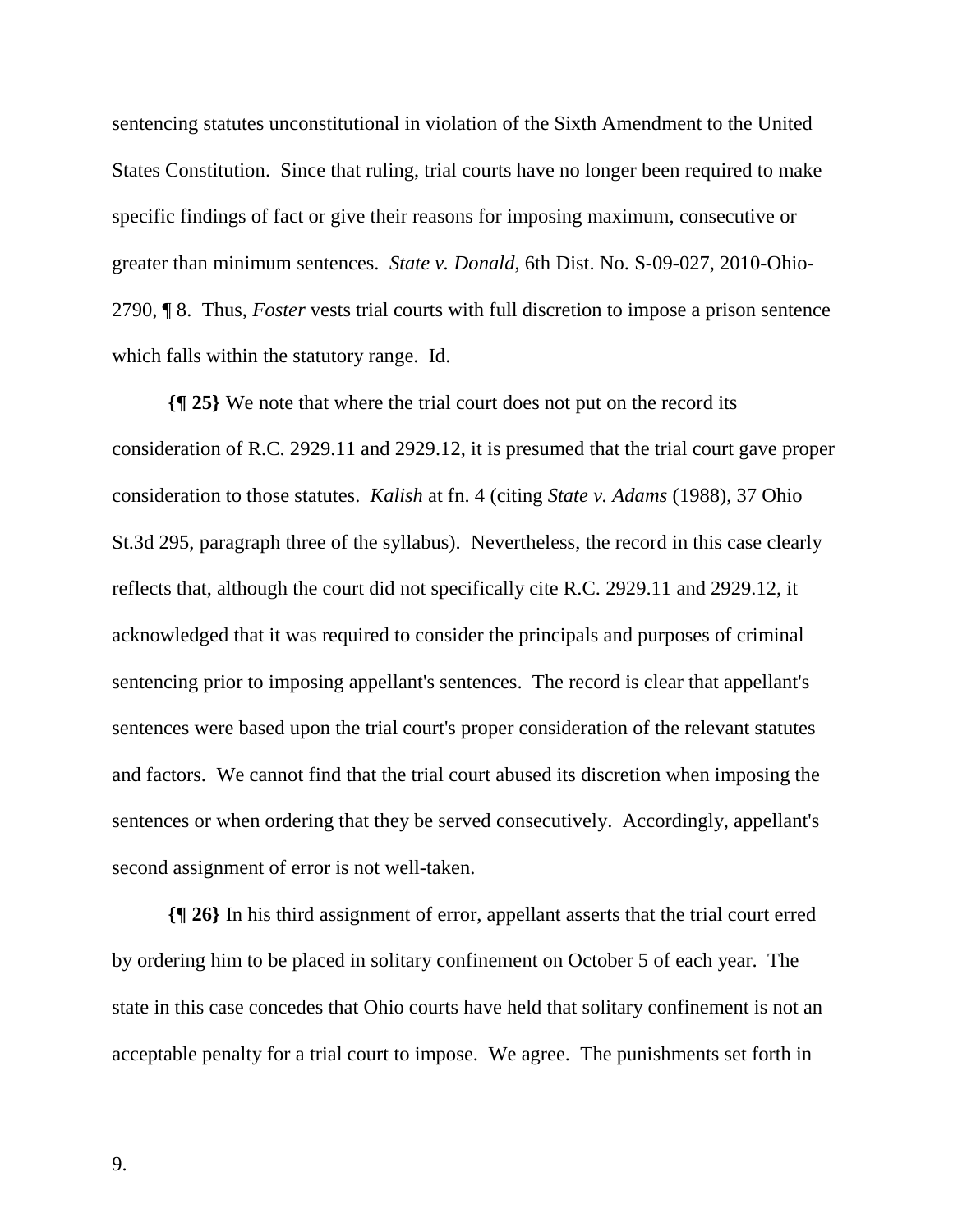sentencing statutes unconstitutional in violation of the Sixth Amendment to the United States Constitution. Since that ruling, trial courts have no longer been required to make specific findings of fact or give their reasons for imposing maximum, consecutive or greater than minimum sentences. *State v. Donald*, 6th Dist. No. S-09-027, 2010-Ohio-2790, ¶ 8. Thus, *Foster* vests trial courts with full discretion to impose a prison sentence which falls within the statutory range. Id.

**{¶ 25}** We note that where the trial court does not put on the record its consideration of R.C. 2929.11 and 2929.12, it is presumed that the trial court gave proper consideration to those statutes. *Kalish* at fn. 4 (citing *State v. Adams* (1988), 37 Ohio St.3d 295, paragraph three of the syllabus). Nevertheless, the record in this case clearly reflects that, although the court did not specifically cite R.C. 2929.11 and 2929.12, it acknowledged that it was required to consider the principals and purposes of criminal sentencing prior to imposing appellant's sentences. The record is clear that appellant's sentences were based upon the trial court's proper consideration of the relevant statutes and factors. We cannot find that the trial court abused its discretion when imposing the sentences or when ordering that they be served consecutively. Accordingly, appellant's second assignment of error is not well-taken.

**{¶ 26}** In his third assignment of error, appellant asserts that the trial court erred by ordering him to be placed in solitary confinement on October 5 of each year. The state in this case concedes that Ohio courts have held that solitary confinement is not an acceptable penalty for a trial court to impose. We agree. The punishments set forth in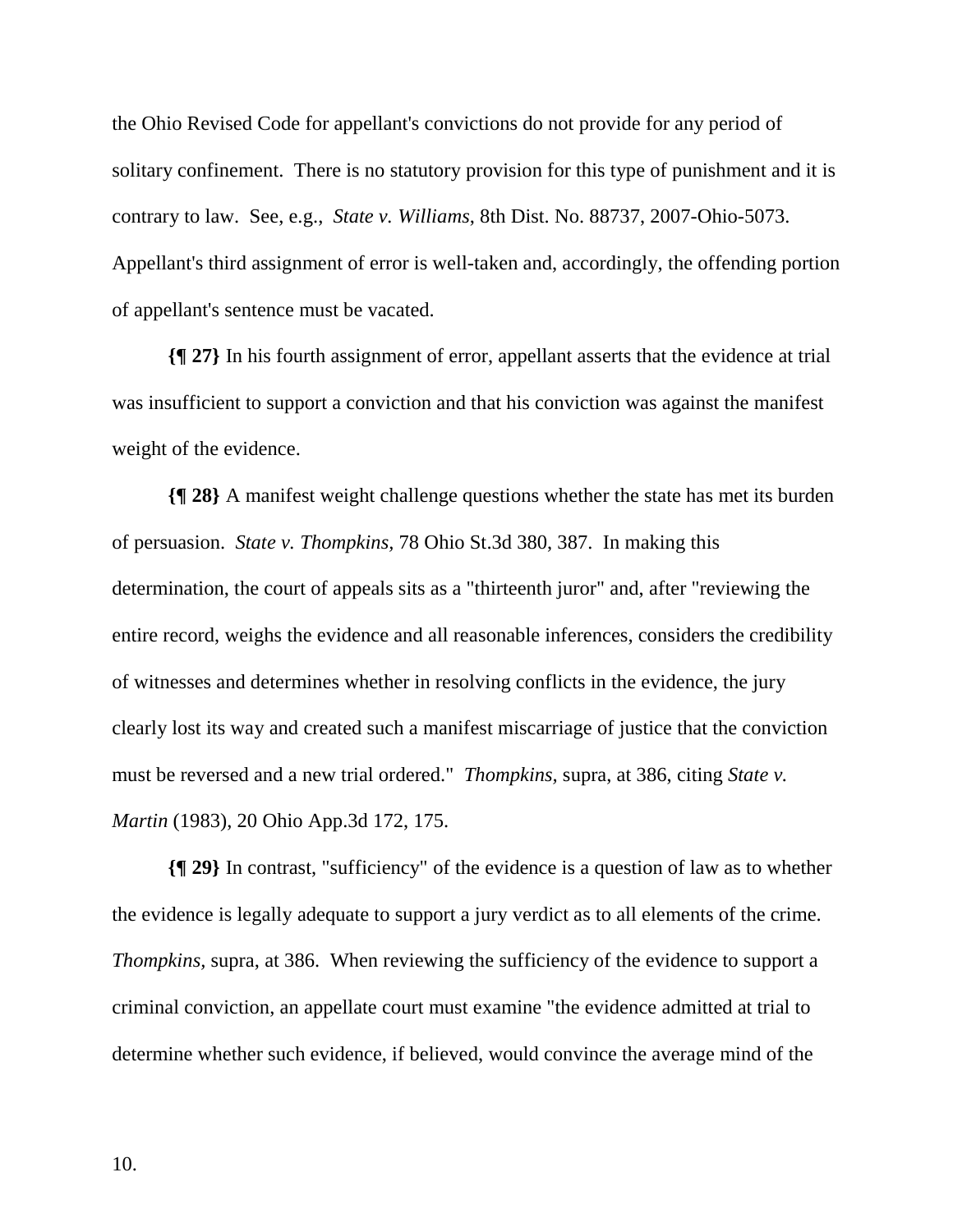the Ohio Revised Code for appellant's convictions do not provide for any period of solitary confinement. There is no statutory provision for this type of punishment and it is contrary to law. See, e.g., *State v. Williams*, 8th Dist. No. 88737, 2007-Ohio-5073. Appellant's third assignment of error is well-taken and, accordingly, the offending portion of appellant's sentence must be vacated.

**{¶ 27}** In his fourth assignment of error, appellant asserts that the evidence at trial was insufficient to support a conviction and that his conviction was against the manifest weight of the evidence.

**{¶ 28}** A manifest weight challenge questions whether the state has met its burden of persuasion. *State v. Thompkins,* 78 Ohio St.3d 380, 387. In making this determination, the court of appeals sits as a "thirteenth juror" and, after "reviewing the entire record, weighs the evidence and all reasonable inferences, considers the credibility of witnesses and determines whether in resolving conflicts in the evidence, the jury clearly lost its way and created such a manifest miscarriage of justice that the conviction must be reversed and a new trial ordered." *Thompkins*, supra, at 386, citing *State v. Martin* (1983), 20 Ohio App.3d 172, 175.

**{¶ 29}** In contrast, "sufficiency" of the evidence is a question of law as to whether the evidence is legally adequate to support a jury verdict as to all elements of the crime. *Thompkins,* supra, at 386. When reviewing the sufficiency of the evidence to support a criminal conviction, an appellate court must examine "the evidence admitted at trial to determine whether such evidence, if believed, would convince the average mind of the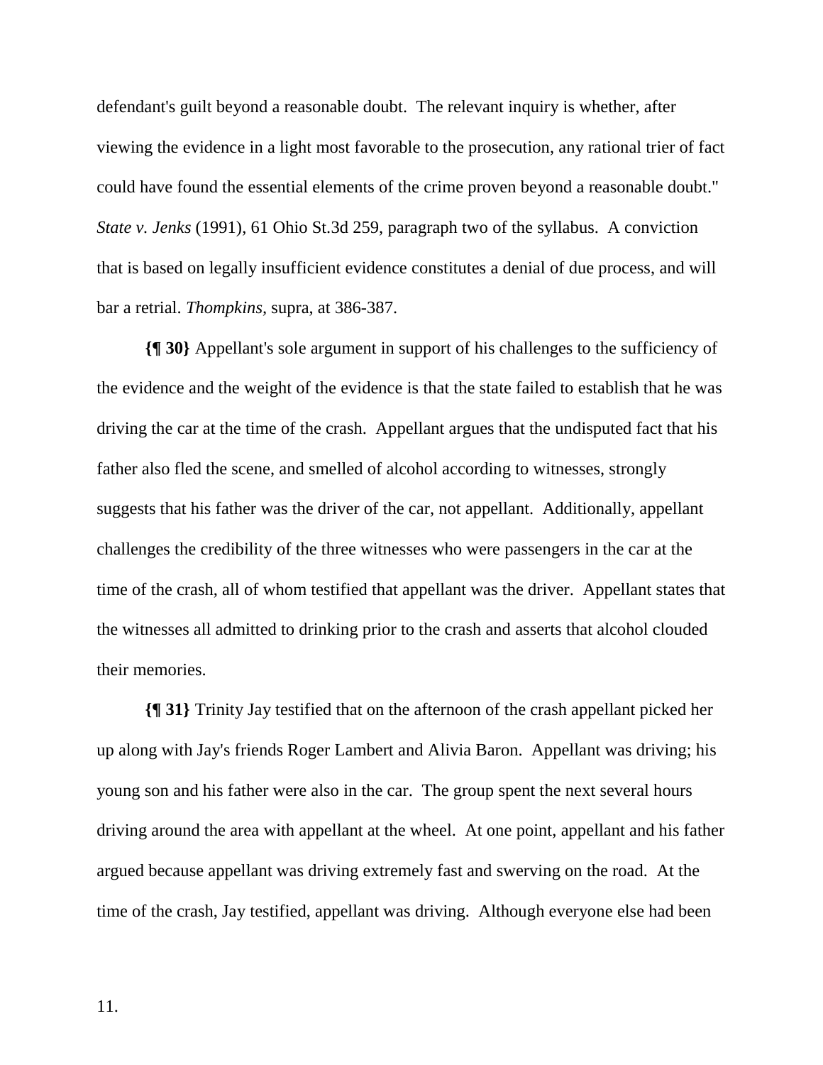defendant's guilt beyond a reasonable doubt. The relevant inquiry is whether, after viewing the evidence in a light most favorable to the prosecution, any rational trier of fact could have found the essential elements of the crime proven beyond a reasonable doubt." *State v. Jenks* (1991), 61 Ohio St.3d 259, paragraph two of the syllabus. A conviction that is based on legally insufficient evidence constitutes a denial of due process, and will bar a retrial. *Thompkins*, supra, at 386-387.

**{¶ 30}** Appellant's sole argument in support of his challenges to the sufficiency of the evidence and the weight of the evidence is that the state failed to establish that he was driving the car at the time of the crash. Appellant argues that the undisputed fact that his father also fled the scene, and smelled of alcohol according to witnesses, strongly suggests that his father was the driver of the car, not appellant. Additionally, appellant challenges the credibility of the three witnesses who were passengers in the car at the time of the crash, all of whom testified that appellant was the driver. Appellant states that the witnesses all admitted to drinking prior to the crash and asserts that alcohol clouded their memories.

**{¶ 31}** Trinity Jay testified that on the afternoon of the crash appellant picked her up along with Jay's friends Roger Lambert and Alivia Baron. Appellant was driving; his young son and his father were also in the car. The group spent the next several hours driving around the area with appellant at the wheel. At one point, appellant and his father argued because appellant was driving extremely fast and swerving on the road. At the time of the crash, Jay testified, appellant was driving. Although everyone else had been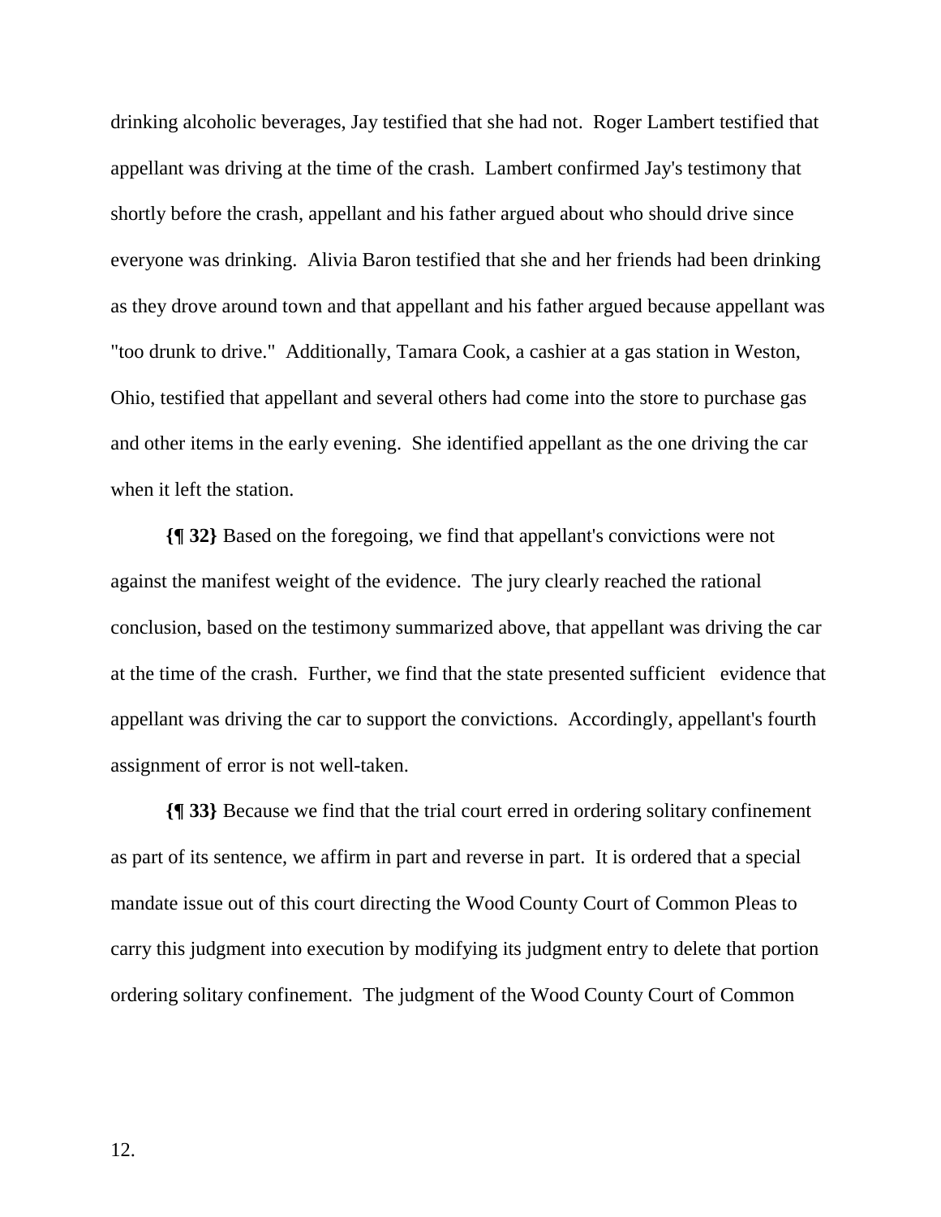drinking alcoholic beverages, Jay testified that she had not. Roger Lambert testified that appellant was driving at the time of the crash. Lambert confirmed Jay's testimony that shortly before the crash, appellant and his father argued about who should drive since everyone was drinking. Alivia Baron testified that she and her friends had been drinking as they drove around town and that appellant and his father argued because appellant was "too drunk to drive." Additionally, Tamara Cook, a cashier at a gas station in Weston, Ohio, testified that appellant and several others had come into the store to purchase gas and other items in the early evening. She identified appellant as the one driving the car when it left the station.

**{¶ 32}** Based on the foregoing, we find that appellant's convictions were not against the manifest weight of the evidence. The jury clearly reached the rational conclusion, based on the testimony summarized above, that appellant was driving the car at the time of the crash. Further, we find that the state presented sufficient evidence that appellant was driving the car to support the convictions. Accordingly, appellant's fourth assignment of error is not well-taken.

**{¶ 33}** Because we find that the trial court erred in ordering solitary confinement as part of its sentence, we affirm in part and reverse in part. It is ordered that a special mandate issue out of this court directing the Wood County Court of Common Pleas to carry this judgment into execution by modifying its judgment entry to delete that portion ordering solitary confinement. The judgment of the Wood County Court of Common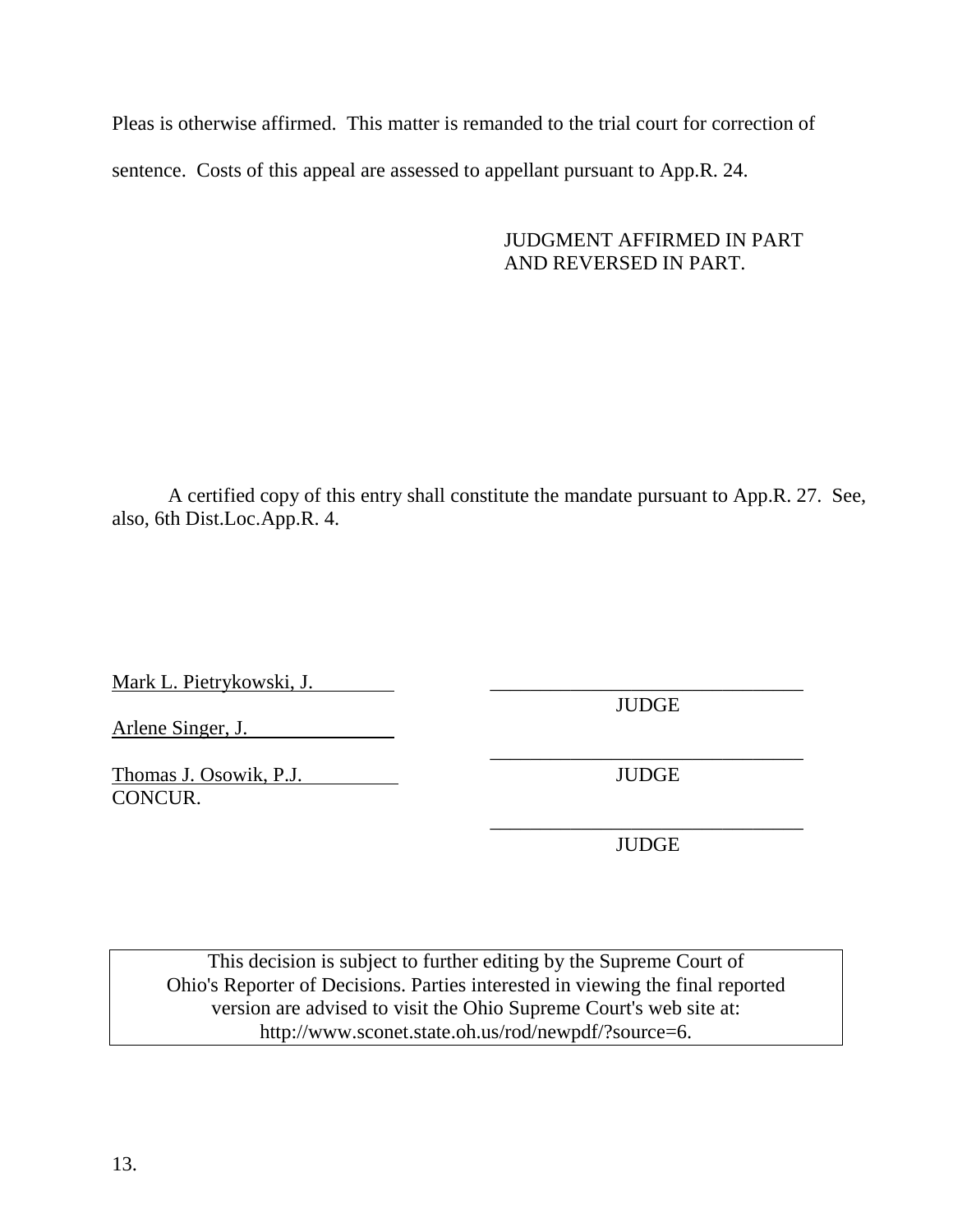Pleas is otherwise affirmed. This matter is remanded to the trial court for correction of sentence. Costs of this appeal are assessed to appellant pursuant to App.R. 24.

JUDGMENT AFFIRMED IN PART AND REVERSED IN PART.

A certified copy of this entry shall constitute the mandate pursuant to App.R. 27. See, also, 6th Dist.Loc.App.R. 4.

| | |
|---|---|
| Mark L. Pietrykowski, J. | _______________________________ JUDGE |
| Arlene Singer, J. | _______________________________ JUDGE |
| Thomas J. Osowik, P.J. CONCUR. | _______________________________ JUDGE |

This decision is subject to further editing by the Supreme Court of Ohio's Reporter of Decisions. Parties interested in viewing the final reported version are advised to visit the Ohio Supreme Court's web site at: http://www.sconet.state.oh.us/rod/newpdf/?source=6.